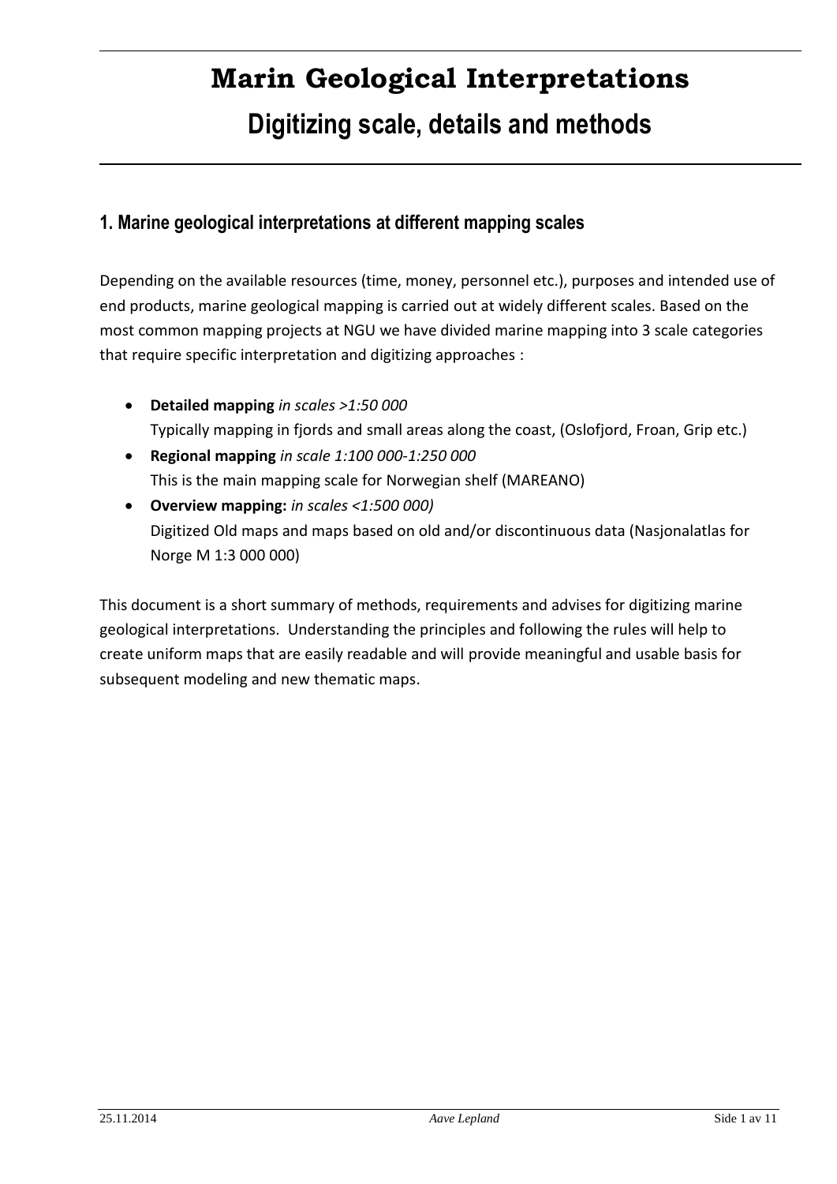# Marin Geological Interpretations

## Digitizing scale, details and methods

### 1. Marine geological interpretations at different mapping scales

Depending on the available resources (time, money, personnel etc.), purposes and intended use of end products, marine geological mapping is carried out at widely different scales. Based on the most common mapping projects at NGU we have divided marine mapping into 3 scale categories that require specific interpretation and digitizing approaches :

- **Detailed mapping** *in scales >1:50 000*
  Typically mapping in fjords and small areas along the coast, (Oslofjord, Froan, Grip etc.)
- **Regional mapping** *in scale 1:100 000-1:250 000*
  This is the main mapping scale for Norwegian shelf (MAREANO)
- **Overview mapping:** *in scales <1:500 000)*
  Digitized Old maps and maps based on old and/or discontinuous data (Nasjonalatlas for Norge M 1:3 000 000)

This document is a short summary of methods, requirements and advises for digitizing marine geological interpretations. Understanding the principles and following the rules will help to create uniform maps that are easily readable and will provide meaningful and usable basis for subsequent modeling and new thematic maps.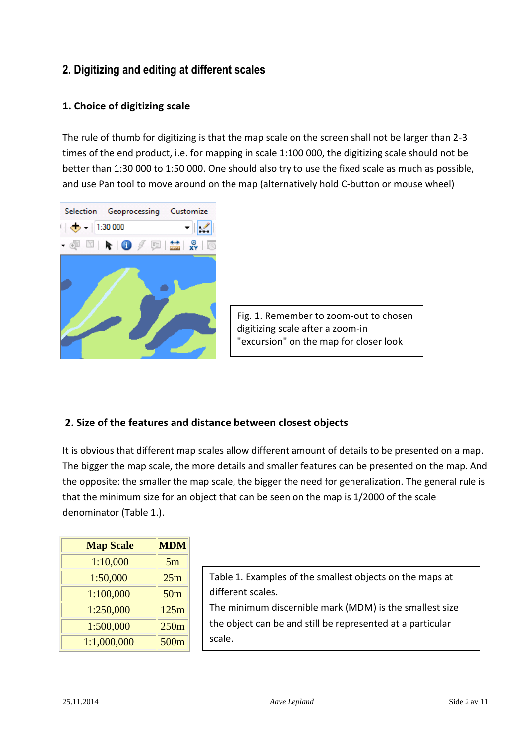## 2. Digitizing and editing at different scales

### 1. Choice of digitizing scale

The rule of thumb for digitizing is that the map scale on the screen shall not be larger than 2-3 times of the end product, i.e. for mapping in scale 1:100 000, the digitizing scale should not be better than 1:30 000 to 1:50 000. One should also try to use the fixed scale as much as possible, and use Pan tool to move around on the map (alternatively hold C-button or mouse wheel)

Fig. 1. Remember to zoom-out to chosen digitizing scale after a zoom-in "excursion" on the map for closer look

### 2. Size of the features and distance between closest objects

It is obvious that different map scales allow different amount of details to be presented on a map. The bigger the map scale, the more details and smaller features can be presented on the map. And the opposite: the smaller the map scale, the bigger the need for generalization. The general rule is that the minimum size for an object that can be seen on the map is 1/2000 of the scale denominator (Table 1.).

| Map Scale | MDM |
|---|---|
| 1:10,000 | 5m |
| 1:50,000 | 25m |
| 1:100,000 | 50m |
| 1:250,000 | 125m |
| 1:500,000 | 250m |
| 1:1,000,000 | 500m |

Table 1. Examples of the smallest objects on the maps at different scales.
The minimum discernible mark (MDM) is the smallest size the object can be and still be represented at a particular scale.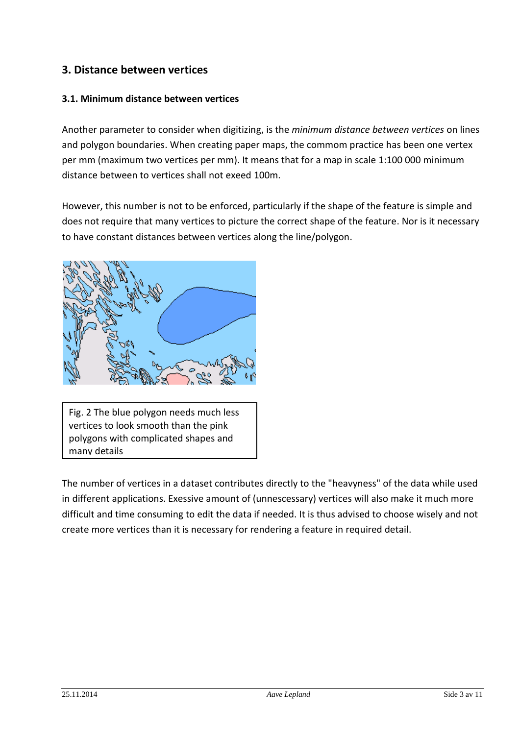## 3. Distance between vertices

### 3.1. Minimum distance between vertices

Another parameter to consider when digitizing, is the *minimum distance between vertices* on lines and polygon boundaries. When creating paper maps, the commom practice has been one vertex per mm (maximum two vertices per mm). It means that for a map in scale 1:100 000 minimum distance between to vertices shall not exeed 100m.

However, this number is not to be enforced, particularly if the shape of the feature is simple and does not require that many vertices to picture the correct shape of the feature. Nor is it necessary to have constant distances between vertices along the line/polygon.

Fig. 2 The blue polygon needs much less vertices to look smooth than the pink polygons with complicated shapes and many details

The number of vertices in a dataset contributes directly to the "heavyness" of the data while used in different applications. Exessive amount of (unnescessary) vertices will also make it much more difficult and time consuming to edit the data if needed. It is thus advised to choose wisely and not create more vertices than it is necessary for rendering a feature in required detail.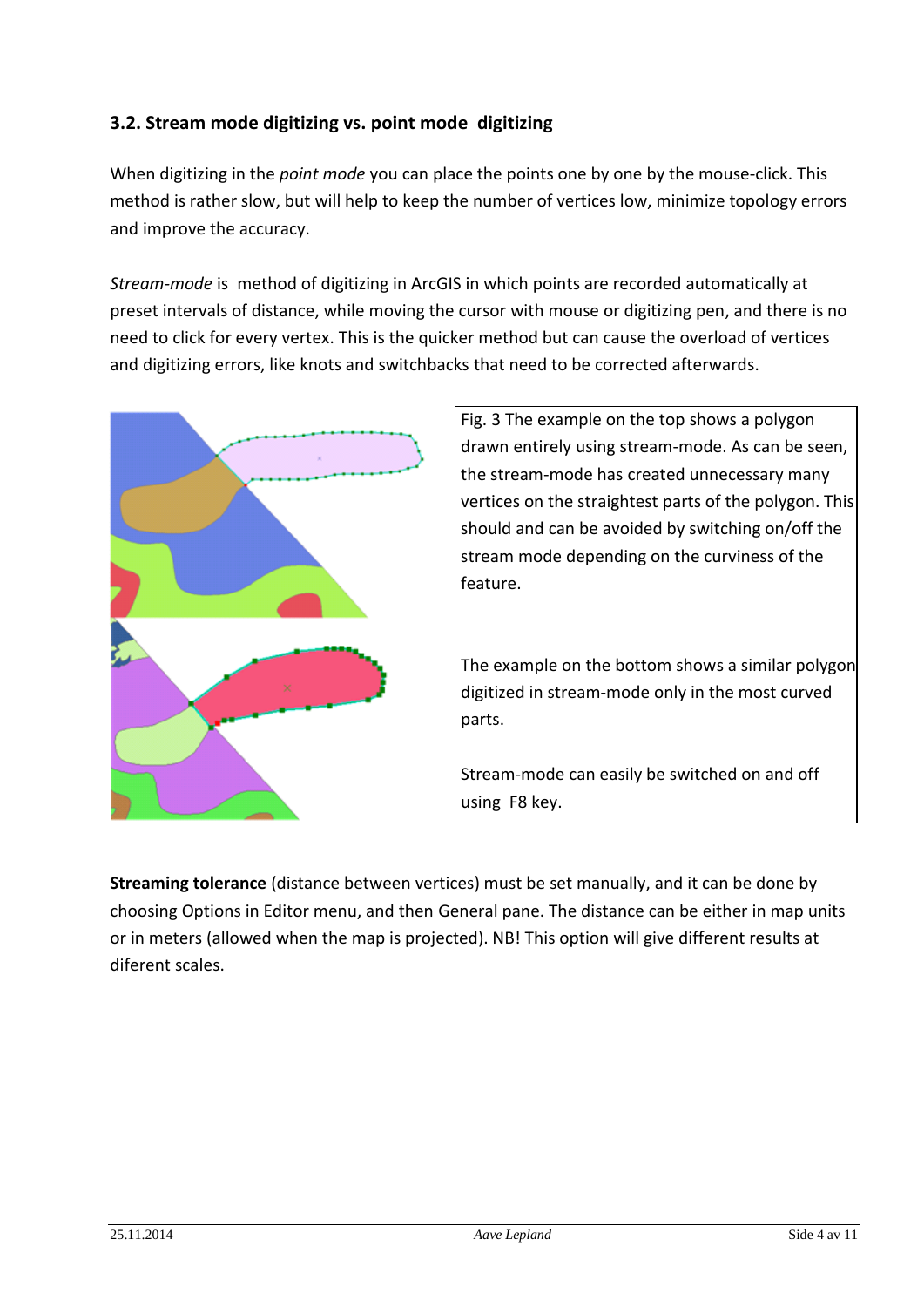### 3.2. Stream mode digitizing vs. point mode digitizing

When digitizing in the *point mode* you can place the points one by one by the mouse-click. This method is rather slow, but will help to keep the number of vertices low, minimize topology errors and improve the accuracy.

*Stream-mode* is method of digitizing in ArcGIS in which points are recorded automatically at preset intervals of distance, while moving the cursor with mouse or digitizing pen, and there is no need to click for every vertex. This is the quicker method but can cause the overload of vertices and digitizing errors, like knots and switchbacks that need to be corrected afterwards.

Fig. 3 The example on the top shows a polygon drawn entirely using stream-mode. As can be seen, the stream-mode has created unnecessary many vertices on the straightest parts of the polygon. This should and can be avoided by switching on/off the stream mode depending on the curviness of the feature.

The example on the bottom shows a similar polygon digitized in stream-mode only in the most curved parts.

Stream-mode can easily be switched on and off using F8 key.

**Streaming tolerance** (distance between vertices) must be set manually, and it can be done by choosing Options in Editor menu, and then General pane. The distance can be either in map units or in meters (allowed when the map is projected). NB! This option will give different results at diferent scales.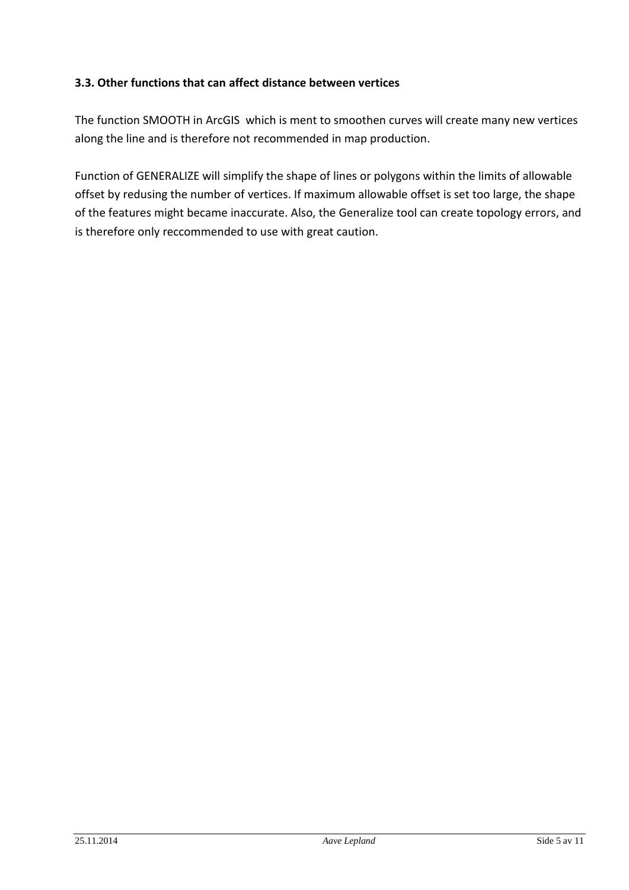### 3.3. Other functions that can affect distance between vertices

The function SMOOTH in ArcGIS which is ment to smoothen curves will create many new vertices along the line and is therefore not recommended in map production.

Function of GENERALIZE will simplify the shape of lines or polygons within the limits of allowable offset by redusing the number of vertices. If maximum allowable offset is set too large, the shape of the features might became inaccurate. Also, the Generalize tool can create topology errors, and is therefore only reccommended to use with great caution.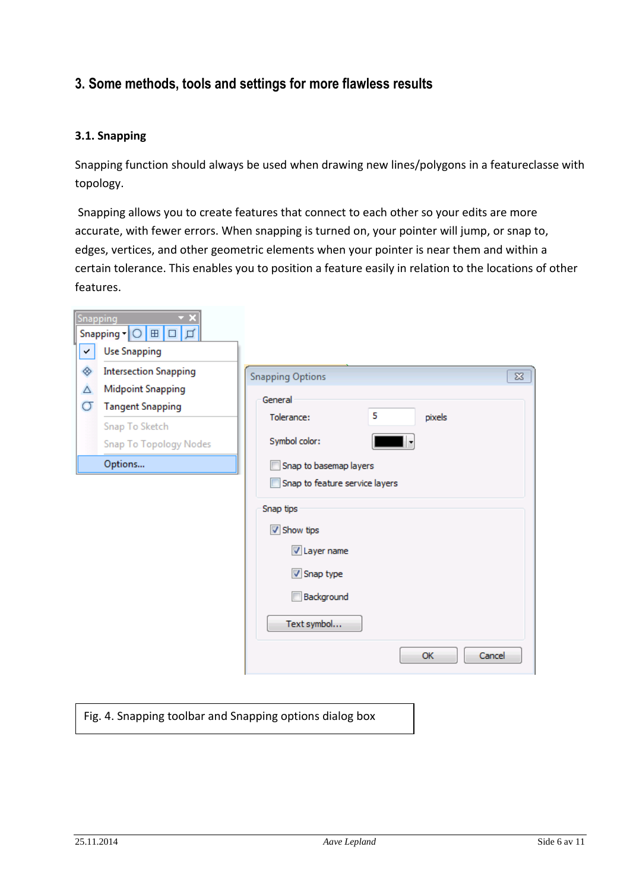## 3. Some methods, tools and settings for more flawless results

### 3.1. Snapping

Snapping function should always be used when drawing new lines/polygons in a featureclasse with topology.

Snapping allows you to create features that connect to each other so your edits are more accurate, with fewer errors. When snapping is turned on, your pointer will jump, or snap to, edges, vertices, and other geometric elements when your pointer is near them and within a certain tolerance. This enables you to position a feature easily in relation to the locations of other features.

Fig. 4. Snapping toolbar and Snapping options dialog box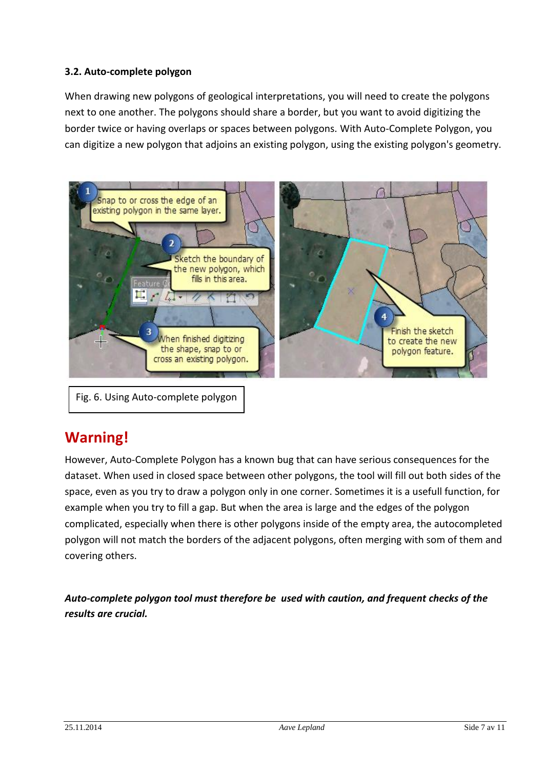### 3.2. Auto-complete polygon

When drawing new polygons of geological interpretations, you will need to create the polygons next to one another. The polygons should share a border, but you want to avoid digitizing the border twice or having overlaps or spaces between polygons. With Auto-Complete Polygon, you can digitize a new polygon that adjoins an existing polygon, using the existing polygon's geometry.

Fig. 6. Using Auto-complete polygon

## Warning!

However, Auto-Complete Polygon has a known bug that can have serious consequences for the dataset. When used in closed space between other polygons, the tool will fill out both sides of the space, even as you try to draw a polygon only in one corner. Sometimes it is a usefull function, for example when you try to fill a gap. But when the area is large and the edges of the polygon complicated, especially when there is other polygons inside of the empty area, the autocompleted polygon will not match the borders of the adjacent polygons, often merging with som of them and covering others.

***Auto-complete polygon tool must therefore be used with caution, and frequent checks of the results are crucial.***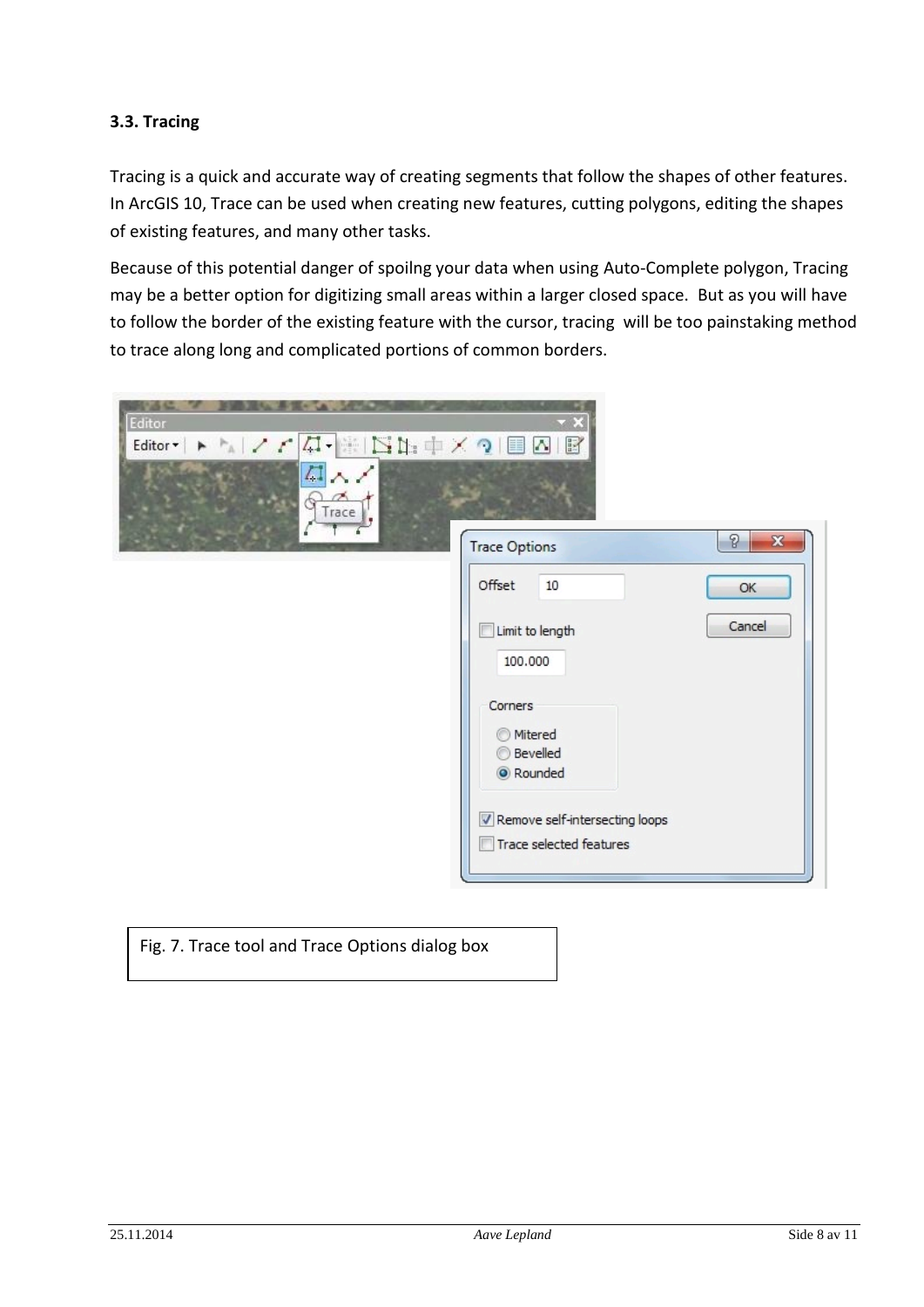### 3.3. Tracing

Tracing is a quick and accurate way of creating segments that follow the shapes of other features. In ArcGIS 10, Trace can be used when creating new features, cutting polygons, editing the shapes of existing features, and many other tasks.

Because of this potential danger of spoilng your data when using Auto-Complete polygon, Tracing may be a better option for digitizing small areas within a larger closed space. But as you will have to follow the border of the existing feature with the cursor, tracing will be too painstaking method to trace along long and complicated portions of common borders.

Fig. 7. Trace tool and Trace Options dialog box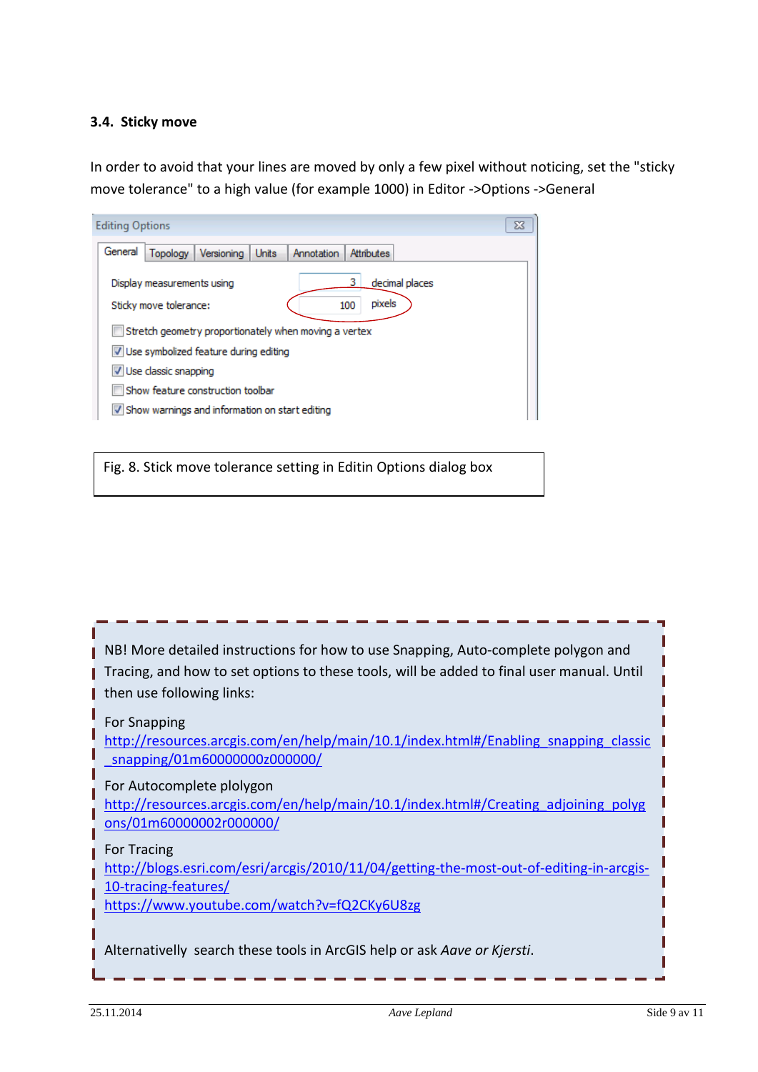### 3.4. Sticky move

In order to avoid that your lines are moved by only a few pixel without noticing, set the "sticky move tolerance" to a high value (for example 1000) in Editor ->Options ->General

Fig. 8. Stick move tolerance setting in Editin Options dialog box

NB! More detailed instructions for how to use Snapping, Auto-complete polygon and Tracing, and how to set options to these tools, will be added to final user manual. Until then use following links:

For Snapping
http://resources.arcgis.com/en/help/main/10.1/index.html#/Enabling_snapping_classic_snapping/01m60000000z000000/

For Autocomplete plolygon
http://resources.arcgis.com/en/help/main/10.1/index.html#/Creating_adjoining_polygons/01m60000002r000000/

For Tracing
http://blogs.esri.com/esri/arcgis/2010/11/04/getting-the-most-out-of-editing-in-arcgis-10-tracing-features/
https://www.youtube.com/watch?v=fQ2CKy6U8zg

Alternativelly search these tools in ArcGIS help or ask *Aave or Kjersti*.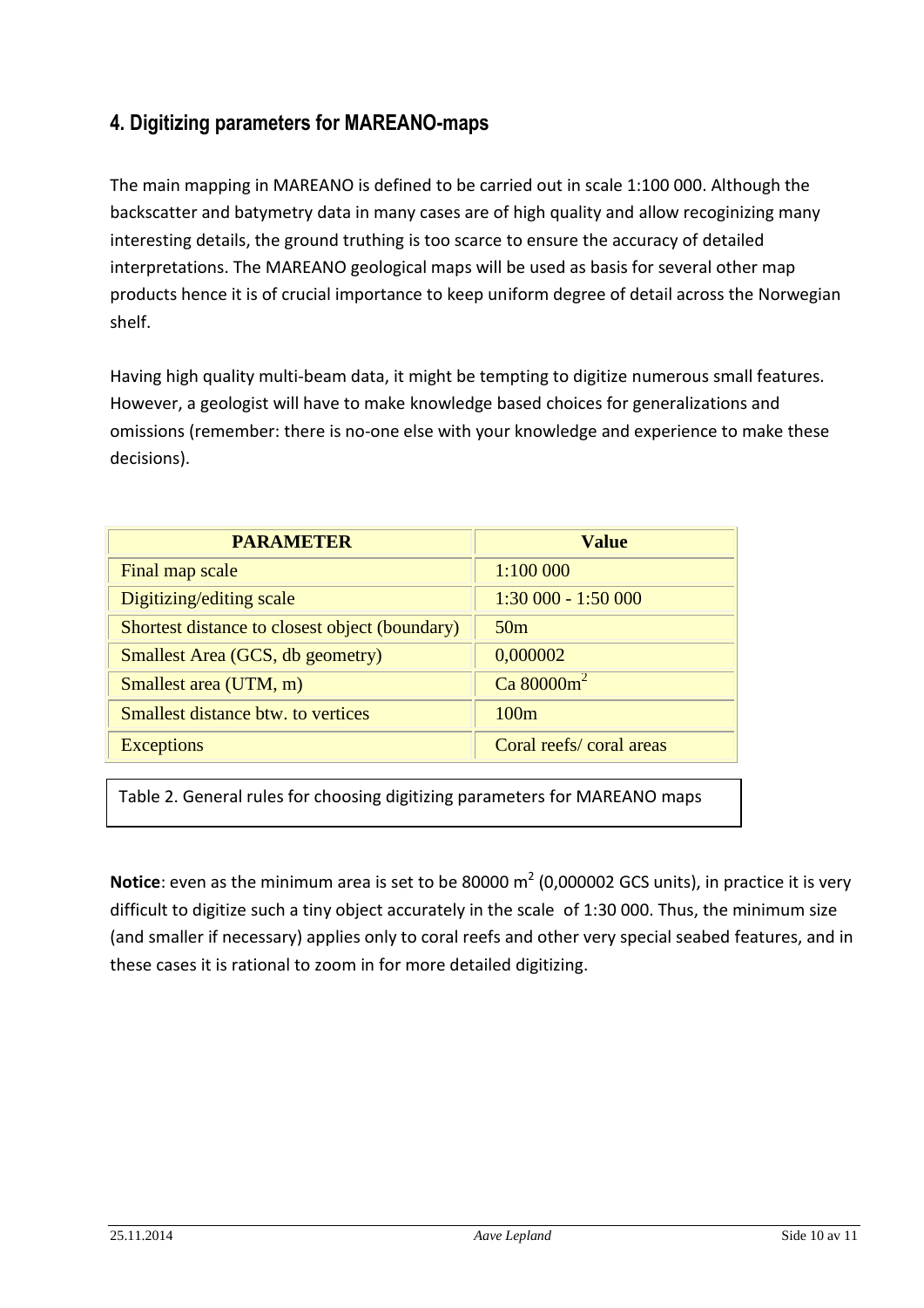## 4. Digitizing parameters for MAREANO-maps

The main mapping in MAREANO is defined to be carried out in scale 1:100 000. Although the backscatter and batymetry data in many cases are of high quality and allow recoginizing many interesting details, the ground truthing is too scarce to ensure the accuracy of detailed interpretations. The MAREANO geological maps will be used as basis for several other map products hence it is of crucial importance to keep uniform degree of detail across the Norwegian shelf.

Having high quality multi-beam data, it might be tempting to digitize numerous small features. However, a geologist will have to make knowledge based choices for generalizations and omissions (remember: there is no-one else with your knowledge and experience to make these decisions).

| PARAMETER | Value |
| --- | --- |
| Final map scale | 1:100 000 |
| Digitizing/editing scale | 1:30 000 - 1:50 000 |
| Shortest distance to closest object (boundary) | 50m |
| Smallest Area (GCS, db geometry) | 0,000002 |
| Smallest area (UTM, m) | Ca 80000m$^2$ |
| Smallest distance btw. to vertices | 100m |
| Exceptions | Coral reefs/ coral areas |

Table 2. General rules for choosing digitizing parameters for MAREANO maps

**Notice**: even as the minimum area is set to be 80000 m$^2$ (0,000002 GCS units), in practice it is very difficult to digitize such a tiny object accurately in the scale of 1:30 000. Thus, the minimum size (and smaller if necessary) applies only to coral reefs and other very special seabed features, and in these cases it is rational to zoom in for more detailed digitizing.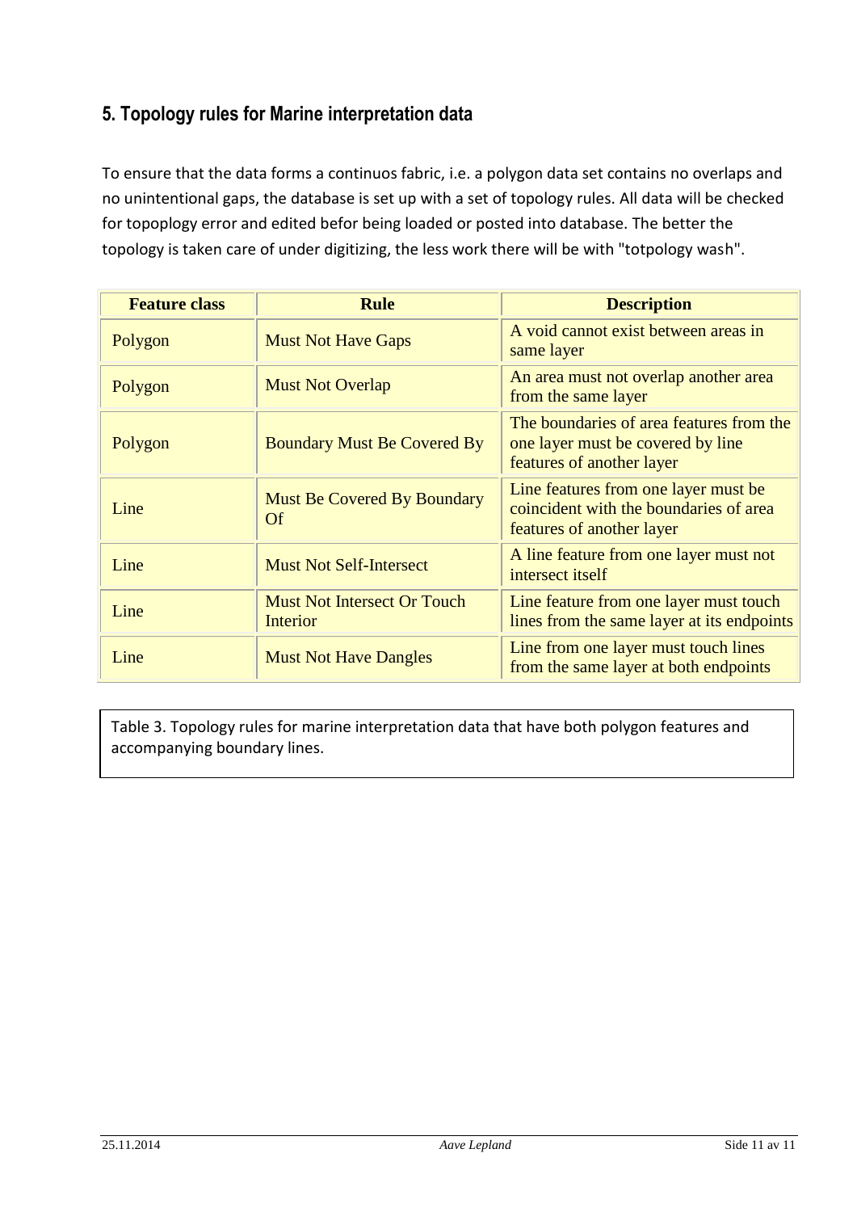## 5. Topology rules for Marine interpretation data

To ensure that the data forms a continuos fabric, i.e. a polygon data set contains no overlaps and no unintentional gaps, the database is set up with a set of topology rules. All data will be checked for topoplogy error and edited befor being loaded or posted into database. The better the topology is taken care of under digitizing, the less work there will be with "totpology wash".

| Feature class | Rule | Description |
|---|---|---|
| Polygon | Must Not Have Gaps | A void cannot exist between areas in same layer |
| Polygon | Must Not Overlap | An area must not overlap another area from the same layer |
| Polygon | Boundary Must Be Covered By | The boundaries of area features from the one layer must be covered by line features of another layer |
| Line | Must Be Covered By Boundary Of | Line features from one layer must be coincident with the boundaries of area features of another layer |
| Line | Must Not Self-Intersect | A line feature from one layer must not intersect itself |
| Line | Must Not Intersect Or Touch Interior | Line feature from one layer must touch lines from the same layer at its endpoints |
| Line | Must Not Have Dangles | Line from one layer must touch lines from the same layer at both endpoints |

Table 3. Topology rules for marine interpretation data that have both polygon features and accompanying boundary lines.